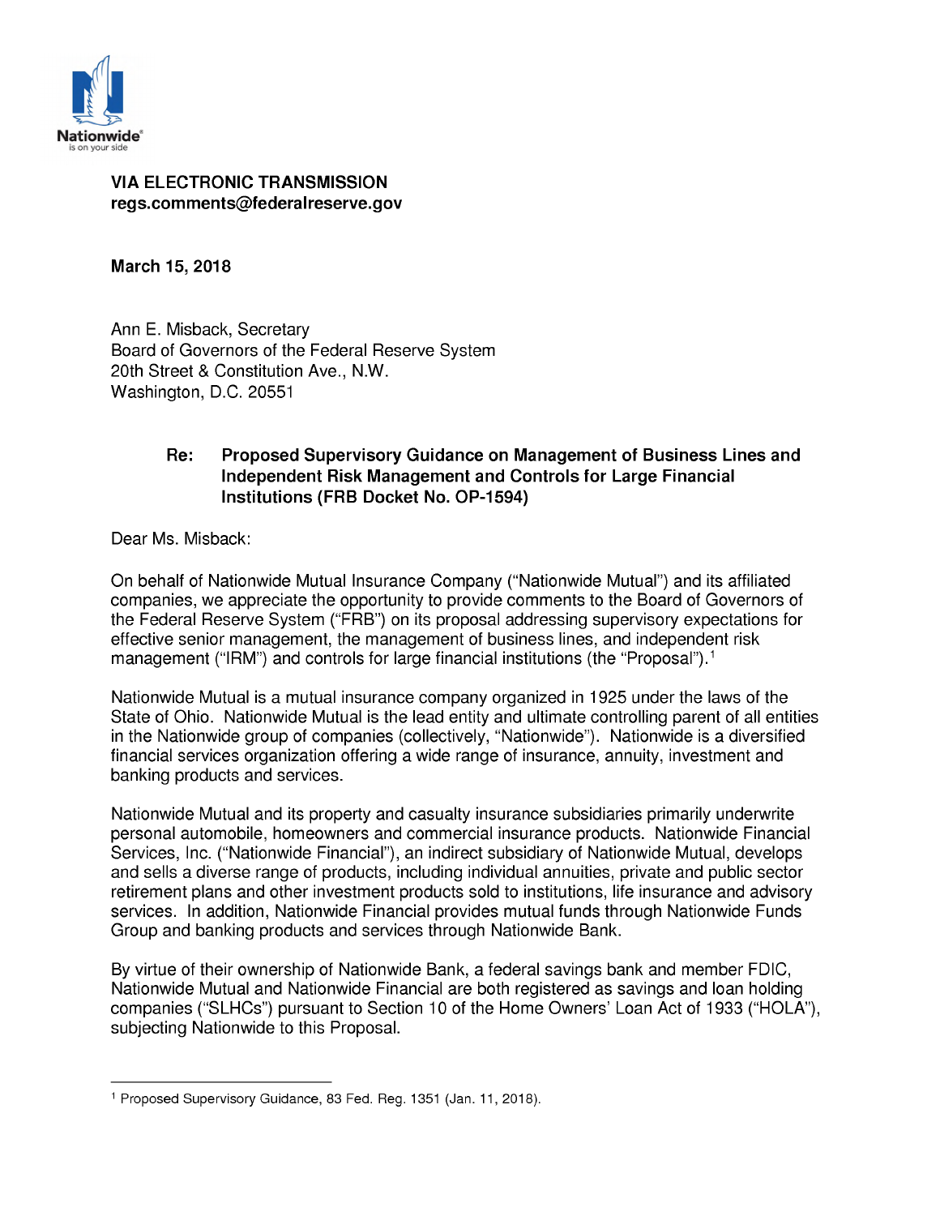Nationwide®
is on your side

**VIA ELECTRONIC TRANSMISSION**
**regs.comments@federalreserve.gov**

**March 15, 2018**

Ann E. Misback, Secretary
Board of Governors of the Federal Reserve System
20th Street & Constitution Ave., N.W.
Washington, D.C. 20551

**Re: Proposed Supervisory Guidance on Management of Business Lines and Independent Risk Management and Controls for Large Financial Institutions (FRB Docket No. OP-1594)**

Dear Ms. Misback:

On behalf of Nationwide Mutual Insurance Company ("Nationwide Mutual") and its affiliated companies, we appreciate the opportunity to provide comments to the Board of Governors of the Federal Reserve System ("FRB") on its proposal addressing supervisory expectations for effective senior management, the management of business lines, and independent risk management ("IRM") and controls for large financial institutions (the "Proposal").[1]

Nationwide Mutual is a mutual insurance company organized in 1925 under the laws of the State of Ohio. Nationwide Mutual is the lead entity and ultimate controlling parent of all entities in the Nationwide group of companies (collectively, "Nationwide"). Nationwide is a diversified financial services organization offering a wide range of insurance, annuity, investment and banking products and services.

Nationwide Mutual and its property and casualty insurance subsidiaries primarily underwrite personal automobile, homeowners and commercial insurance products. Nationwide Financial Services, Inc. ("Nationwide Financial"), an indirect subsidiary of Nationwide Mutual, develops and sells a diverse range of products, including individual annuities, private and public sector retirement plans and other investment products sold to institutions, life insurance and advisory services. In addition, Nationwide Financial provides mutual funds through Nationwide Funds Group and banking products and services through Nationwide Bank.

By virtue of their ownership of Nationwide Bank, a federal savings bank and member FDIC, Nationwide Mutual and Nationwide Financial are both registered as savings and loan holding companies ("SLHCs") pursuant to Section 10 of the Home Owners' Loan Act of 1933 ("HOLA"), subjecting Nationwide to this Proposal.

[1] Proposed Supervisory Guidance, 83 Fed. Reg. 1351 (Jan. 11, 2018).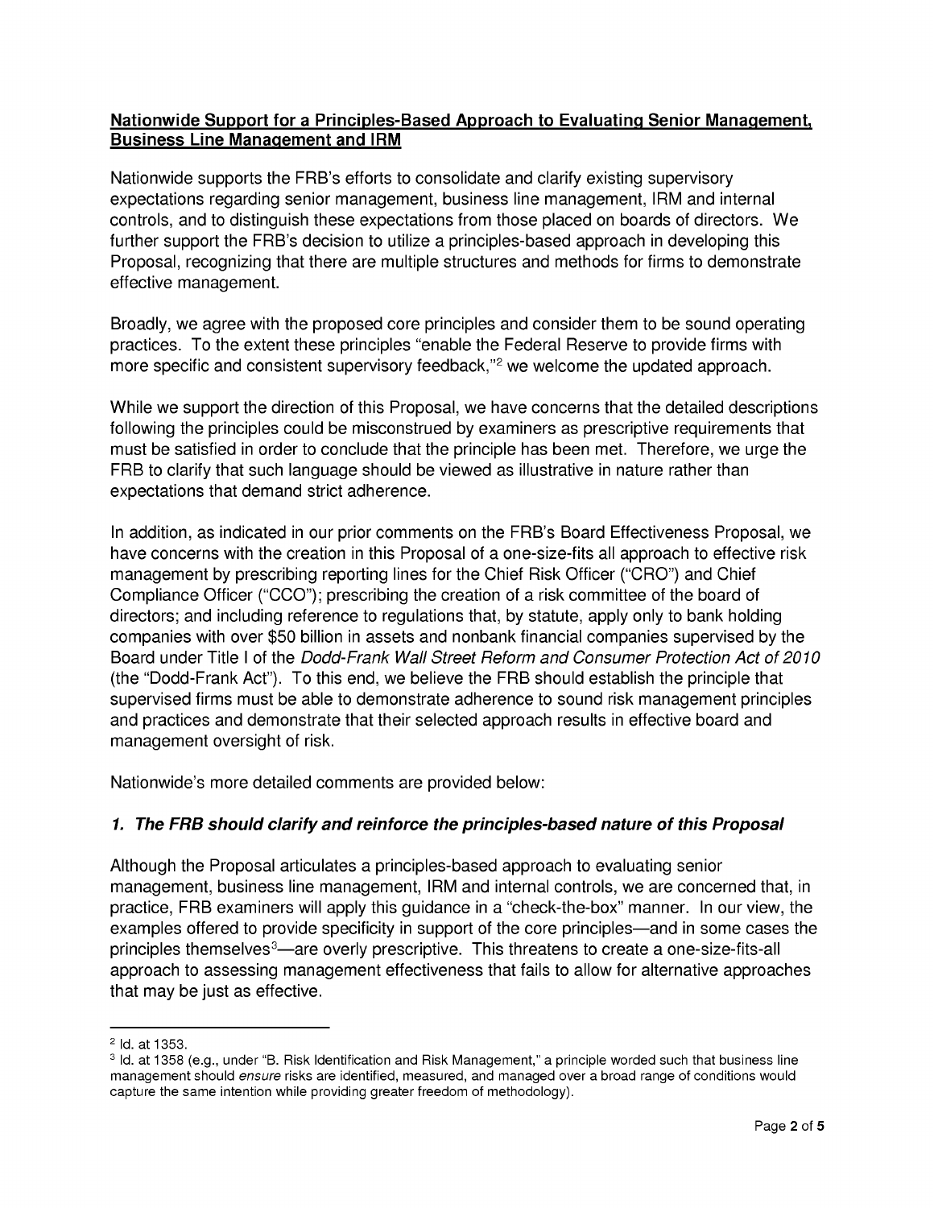**Nationwide Support for a Principles-Based Approach to Evaluating Senior Management, Business Line Management and IRM**

Nationwide supports the FRB's efforts to consolidate and clarify existing supervisory expectations regarding senior management, business line management, IRM and internal controls, and to distinguish these expectations from those placed on boards of directors. We further support the FRB's decision to utilize a principles-based approach in developing this Proposal, recognizing that there are multiple structures and methods for firms to demonstrate effective management.

Broadly, we agree with the proposed core principles and consider them to be sound operating practices. To the extent these principles "enable the Federal Reserve to provide firms with more specific and consistent supervisory feedback,"[2] we welcome the updated approach.

While we support the direction of this Proposal, we have concerns that the detailed descriptions following the principles could be misconstrued by examiners as prescriptive requirements that must be satisfied in order to conclude that the principle has been met. Therefore, we urge the FRB to clarify that such language should be viewed as illustrative in nature rather than expectations that demand strict adherence.

In addition, as indicated in our prior comments on the FRB's Board Effectiveness Proposal, we have concerns with the creation in this Proposal of a one-size-fits all approach to effective risk management by prescribing reporting lines for the Chief Risk Officer ("CRO") and Chief Compliance Officer ("CCO"); prescribing the creation of a risk committee of the board of directors; and including reference to regulations that, by statute, apply only to bank holding companies with over $50 billion in assets and nonbank financial companies supervised by the Board under Title I of the *Dodd-Frank Wall Street Reform and Consumer Protection Act of 2010* (the "Dodd-Frank Act"). To this end, we believe the FRB should establish the principle that supervised firms must be able to demonstrate adherence to sound risk management principles and practices and demonstrate that their selected approach results in effective board and management oversight of risk.

Nationwide's more detailed comments are provided below:

### ***1. The FRB should clarify and reinforce the principles-based nature of this Proposal***

Although the Proposal articulates a principles-based approach to evaluating senior management, business line management, IRM and internal controls, we are concerned that, in practice, FRB examiners will apply this guidance in a "check-the-box" manner. In our view, the examples offered to provide specificity in support of the core principles—and in some cases the principles themselves[3]—are overly prescriptive. This threatens to create a one-size-fits-all approach to assessing management effectiveness that fails to allow for alternative approaches that may be just as effective.

---

[2] Id. at 1353.

[3] Id. at 1358 (e.g., under "B. Risk Identification and Risk Management," a principle worded such that business line management should *ensure* risks are identified, measured, and managed over a broad range of conditions would capture the same intention while providing greater freedom of methodology).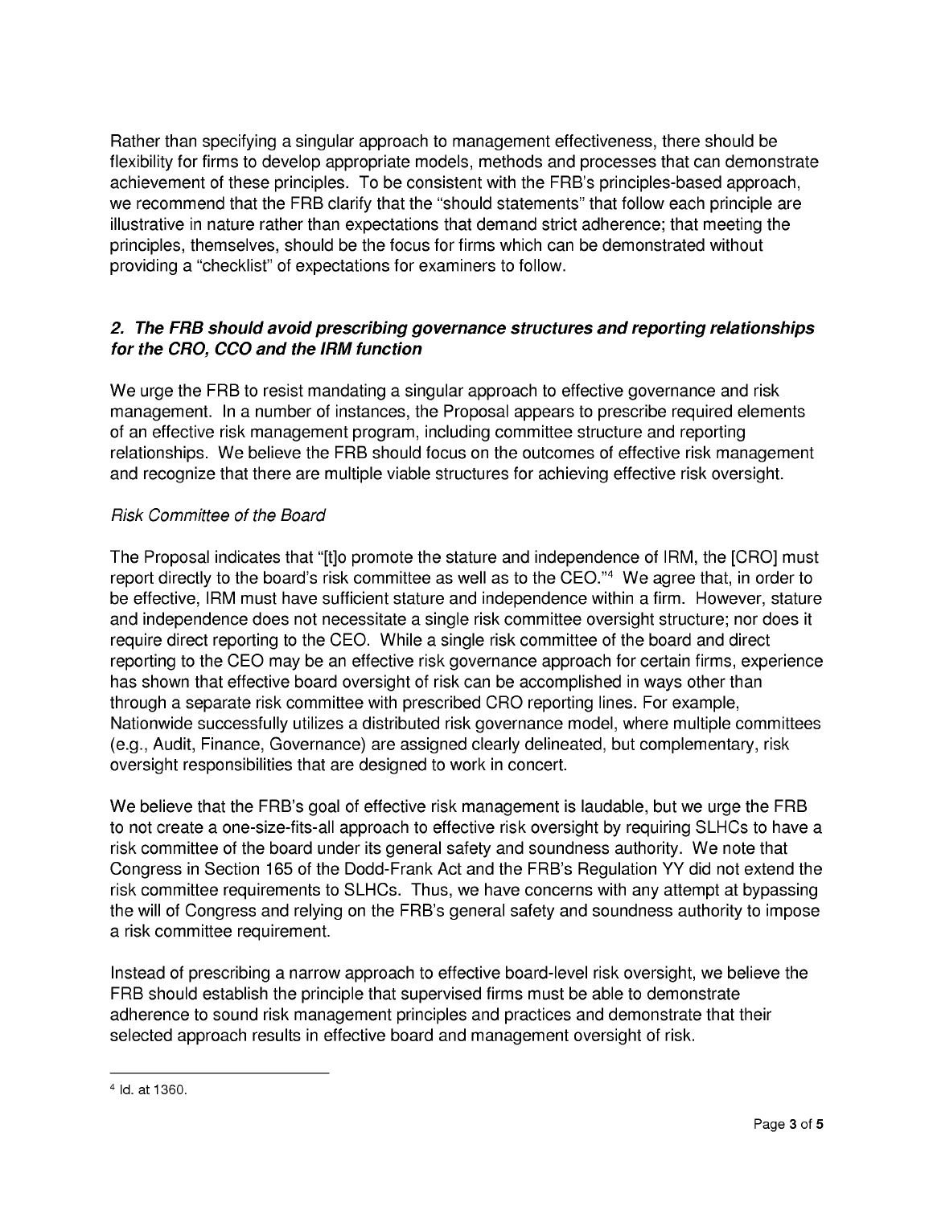Rather than specifying a singular approach to management effectiveness, there should be flexibility for firms to develop appropriate models, methods and processes that can demonstrate achievement of these principles. To be consistent with the FRB's principles-based approach, we recommend that the FRB clarify that the "should statements" that follow each principle are illustrative in nature rather than expectations that demand strict adherence; that meeting the principles, themselves, should be the focus for firms which can be demonstrated without providing a "checklist" of expectations for examiners to follow.

### ***2. The FRB should avoid prescribing governance structures and reporting relationships for the CRO, CCO and the IRM function***

We urge the FRB to resist mandating a singular approach to effective governance and risk management. In a number of instances, the Proposal appears to prescribe required elements of an effective risk management program, including committee structure and reporting relationships. We believe the FRB should focus on the outcomes of effective risk management and recognize that there are multiple viable structures for achieving effective risk oversight.

*Risk Committee of the Board*

The Proposal indicates that "[t]o promote the stature and independence of IRM, the [CRO] must report directly to the board's risk committee as well as to the CEO."[4] We agree that, in order to be effective, IRM must have sufficient stature and independence within a firm. However, stature and independence does not necessitate a single risk committee oversight structure; nor does it require direct reporting to the CEO. While a single risk committee of the board and direct reporting to the CEO may be an effective risk governance approach for certain firms, experience has shown that effective board oversight of risk can be accomplished in ways other than through a separate risk committee with prescribed CRO reporting lines. For example, Nationwide successfully utilizes a distributed risk governance model, where multiple committees (e.g., Audit, Finance, Governance) are assigned clearly delineated, but complementary, risk oversight responsibilities that are designed to work in concert.

We believe that the FRB's goal of effective risk management is laudable, but we urge the FRB to not create a one-size-fits-all approach to effective risk oversight by requiring SLHCs to have a risk committee of the board under its general safety and soundness authority. We note that Congress in Section 165 of the Dodd-Frank Act and the FRB's Regulation YY did not extend the risk committee requirements to SLHCs. Thus, we have concerns with any attempt at bypassing the will of Congress and relying on the FRB's general safety and soundness authority to impose a risk committee requirement.

Instead of prescribing a narrow approach to effective board-level risk oversight, we believe the FRB should establish the principle that supervised firms must be able to demonstrate adherence to sound risk management principles and practices and demonstrate that their selected approach results in effective board and management oversight of risk.

---

[4] Id. at 1360.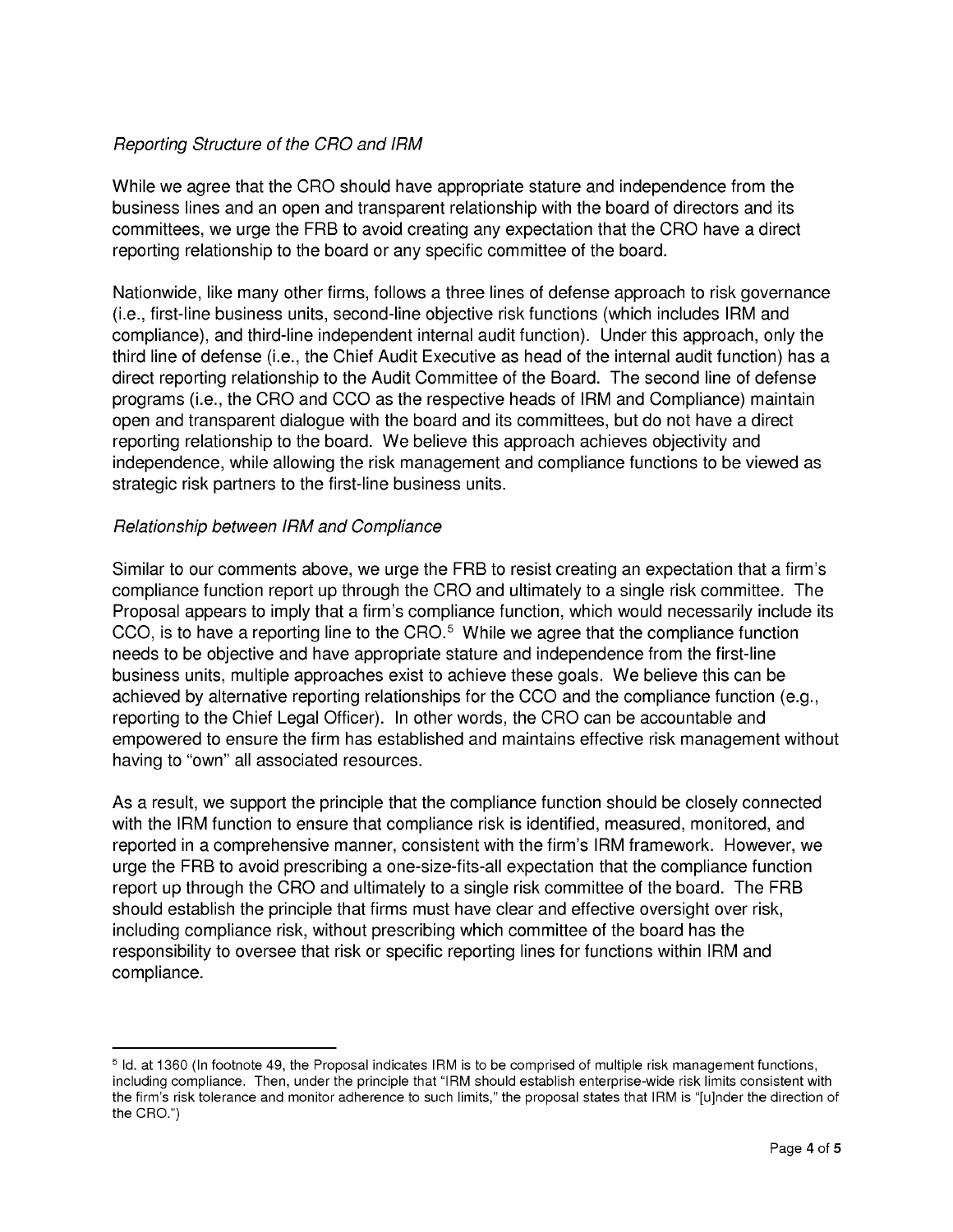*Reporting Structure of the CRO and IRM*

While we agree that the CRO should have appropriate stature and independence from the business lines and an open and transparent relationship with the board of directors and its committees, we urge the FRB to avoid creating any expectation that the CRO have a direct reporting relationship to the board or any specific committee of the board.

Nationwide, like many other firms, follows a three lines of defense approach to risk governance (i.e., first-line business units, second-line objective risk functions (which includes IRM and compliance), and third-line independent internal audit function). Under this approach, only the third line of defense (i.e., the Chief Audit Executive as head of the internal audit function) has a direct reporting relationship to the Audit Committee of the Board. The second line of defense programs (i.e., the CRO and CCO as the respective heads of IRM and Compliance) maintain open and transparent dialogue with the board and its committees, but do not have a direct reporting relationship to the board. We believe this approach achieves objectivity and independence, while allowing the risk management and compliance functions to be viewed as strategic risk partners to the first-line business units.

*Relationship between IRM and Compliance*

Similar to our comments above, we urge the FRB to resist creating an expectation that a firm's compliance function report up through the CRO and ultimately to a single risk committee. The Proposal appears to imply that a firm's compliance function, which would necessarily include its CCO, is to have a reporting line to the CRO.[5] While we agree that the compliance function needs to be objective and have appropriate stature and independence from the first-line business units, multiple approaches exist to achieve these goals. We believe this can be achieved by alternative reporting relationships for the CCO and the compliance function (e.g., reporting to the Chief Legal Officer). In other words, the CRO can be accountable and empowered to ensure the firm has established and maintains effective risk management without having to "own" all associated resources.

As a result, we support the principle that the compliance function should be closely connected with the IRM function to ensure that compliance risk is identified, measured, monitored, and reported in a comprehensive manner, consistent with the firm's IRM framework. However, we urge the FRB to avoid prescribing a one-size-fits-all expectation that the compliance function report up through the CRO and ultimately to a single risk committee of the board. The FRB should establish the principle that firms must have clear and effective oversight over risk, including compliance risk, without prescribing which committee of the board has the responsibility to oversee that risk or specific reporting lines for functions within IRM and compliance.

---

[5] Id. at 1360 (In footnote 49, the Proposal indicates IRM is to be comprised of multiple risk management functions, including compliance. Then, under the principle that "IRM should establish enterprise-wide risk limits consistent with the firm's risk tolerance and monitor adherence to such limits," the proposal states that IRM is "[u]nder the direction of the CRO.")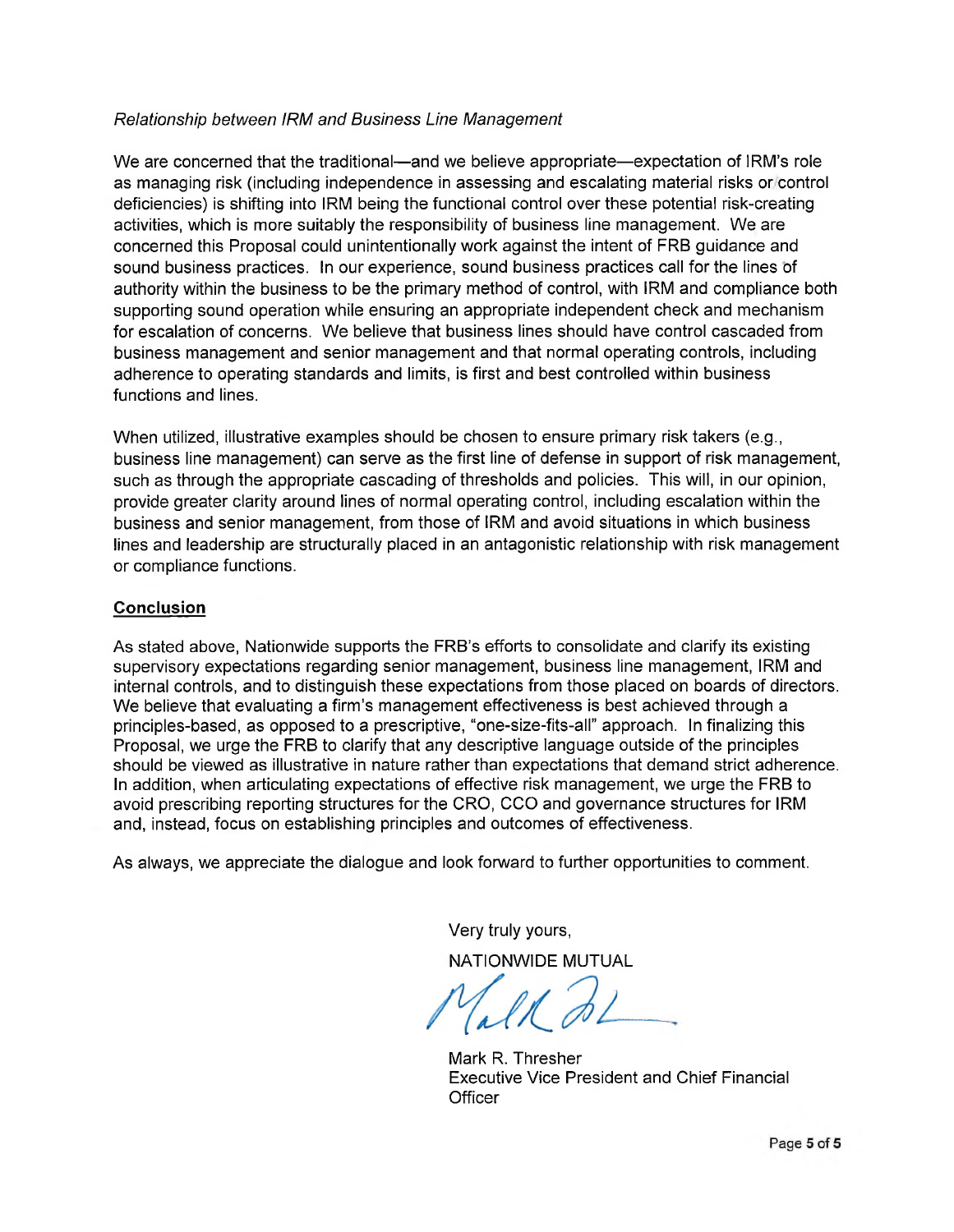*Relationship between IRM and Business Line Management*

We are concerned that the traditional—and we believe appropriate—expectation of IRM's role as managing risk (including independence in assessing and escalating material risks or control deficiencies) is shifting into IRM being the functional control over these potential risk-creating activities, which is more suitably the responsibility of business line management. We are concerned this Proposal could unintentionally work against the intent of FRB guidance and sound business practices. In our experience, sound business practices call for the lines of authority within the business to be the primary method of control, with IRM and compliance both supporting sound operation while ensuring an appropriate independent check and mechanism for escalation of concerns. We believe that business lines should have control cascaded from business management and senior management and that normal operating controls, including adherence to operating standards and limits, is first and best controlled within business functions and lines.

When utilized, illustrative examples should be chosen to ensure primary risk takers (e.g., business line management) can serve as the first line of defense in support of risk management, such as through the appropriate cascading of thresholds and policies. This will, in our opinion, provide greater clarity around lines of normal operating control, including escalation within the business and senior management, from those of IRM and avoid situations in which business lines and leadership are structurally placed in an antagonistic relationship with risk management or compliance functions.

## Conclusion

As stated above, Nationwide supports the FRB's efforts to consolidate and clarify its existing supervisory expectations regarding senior management, business line management, IRM and internal controls, and to distinguish these expectations from those placed on boards of directors. We believe that evaluating a firm's management effectiveness is best achieved through a principles-based, as opposed to a prescriptive, "one-size-fits-all" approach. In finalizing this Proposal, we urge the FRB to clarify that any descriptive language outside of the principles should be viewed as illustrative in nature rather than expectations that demand strict adherence. In addition, when articulating expectations of effective risk management, we urge the FRB to avoid prescribing reporting structures for the CRO, CCO and governance structures for IRM and, instead, focus on establishing principles and outcomes of effectiveness.

As always, we appreciate the dialogue and look forward to further opportunities to comment.

Very truly yours,

NATIONWIDE MUTUAL

Mark R. Thresher
Executive Vice President and Chief Financial Officer